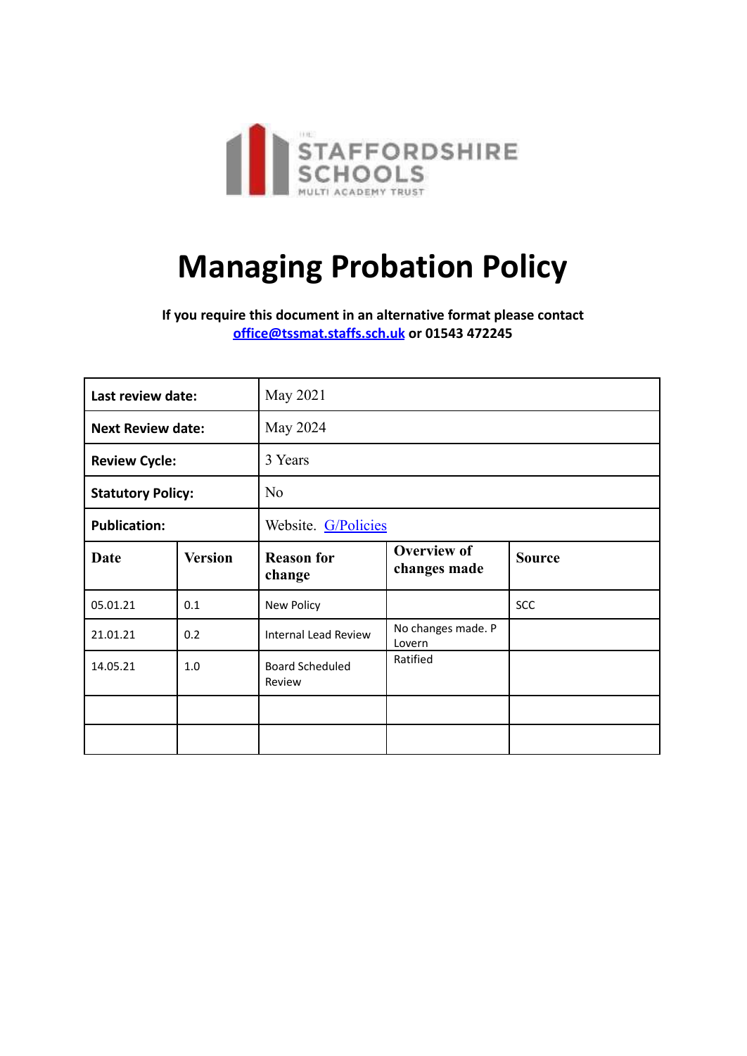THE STAFFORDSHIRE SCHOOLS MULTI ACADEMY TRUST

# Managing Probation Policy

**If you require this document in an alternative format please contact [office@tssmat.staffs.sch.uk](mailto:office@tssmat.staffs.sch.uk) or 01543 472245**

| **Last review date:** | | May 2021 | | |
|---|---|---|---|---|
| **Next Review date:** | | May 2024 | | |
| **Review Cycle:** | | 3 Years | | |
| **Statutory Policy:** | | No | | |
| **Publication:** | | Website. G/Policies | | |
| **Date** | **Version** | **Reason for change** | **Overview of changes made** | **Source** |
| 05.01.21 | 0.1 | New Policy | | SCC |
| 21.01.21 | 0.2 | Internal Lead Review | No changes made. P Lovern | |
| 14.05.21 | 1.0 | Board Scheduled Review | Ratified | |
| | | | | |
| | | | | |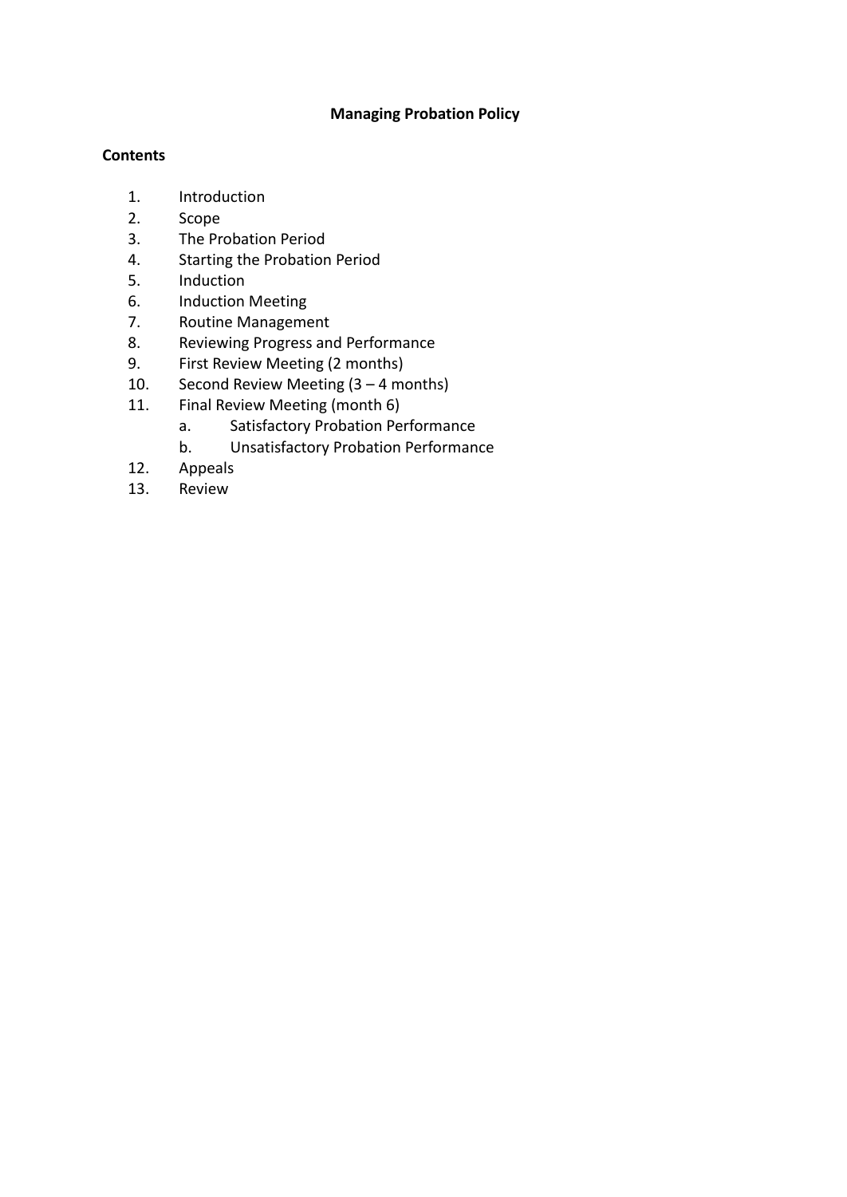# Managing Probation Policy

**Contents**

1. Introduction
2. Scope
3. The Probation Period
4. Starting the Probation Period
5. Induction
6. Induction Meeting
7. Routine Management
8. Reviewing Progress and Performance
9. First Review Meeting (2 months)
10. Second Review Meeting (3 – 4 months)
11. Final Review Meeting (month 6)
    a. Satisfactory Probation Performance
    b. Unsatisfactory Probation Performance
12. Appeals
13. Review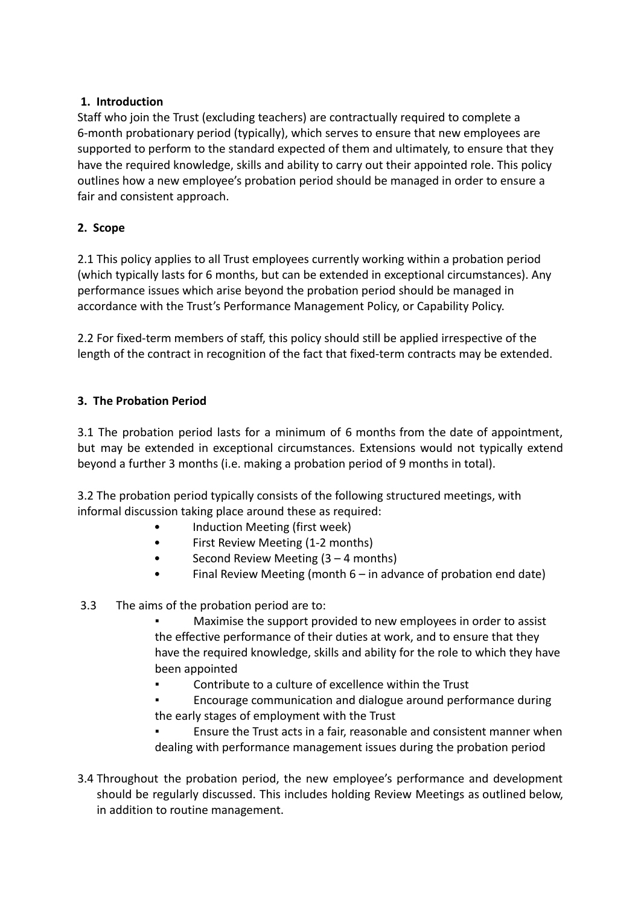## 1. Introduction

Staff who join the Trust (excluding teachers) are contractually required to complete a 6-month probationary period (typically), which serves to ensure that new employees are supported to perform to the standard expected of them and ultimately, to ensure that they have the required knowledge, skills and ability to carry out their appointed role. This policy outlines how a new employee's probation period should be managed in order to ensure a fair and consistent approach.

## 2. Scope

2.1 This policy applies to all Trust employees currently working within a probation period (which typically lasts for 6 months, but can be extended in exceptional circumstances). Any performance issues which arise beyond the probation period should be managed in accordance with the Trust's Performance Management Policy, or Capability Policy.

2.2 For fixed-term members of staff, this policy should still be applied irrespective of the length of the contract in recognition of the fact that fixed-term contracts may be extended.

## 3. The Probation Period

3.1 The probation period lasts for a minimum of 6 months from the date of appointment, but may be extended in exceptional circumstances. Extensions would not typically extend beyond a further 3 months (i.e. making a probation period of 9 months in total).

3.2 The probation period typically consists of the following structured meetings, with informal discussion taking place around these as required:

- Induction Meeting (first week)
- First Review Meeting (1-2 months)
- Second Review Meeting (3 – 4 months)
- Final Review Meeting (month 6 – in advance of probation end date)

3.3 The aims of the probation period are to:

- Maximise the support provided to new employees in order to assist the effective performance of their duties at work, and to ensure that they have the required knowledge, skills and ability for the role to which they have been appointed
- Contribute to a culture of excellence within the Trust
- Encourage communication and dialogue around performance during the early stages of employment with the Trust
- Ensure the Trust acts in a fair, reasonable and consistent manner when dealing with performance management issues during the probation period

3.4 Throughout the probation period, the new employee's performance and development should be regularly discussed. This includes holding Review Meetings as outlined below, in addition to routine management.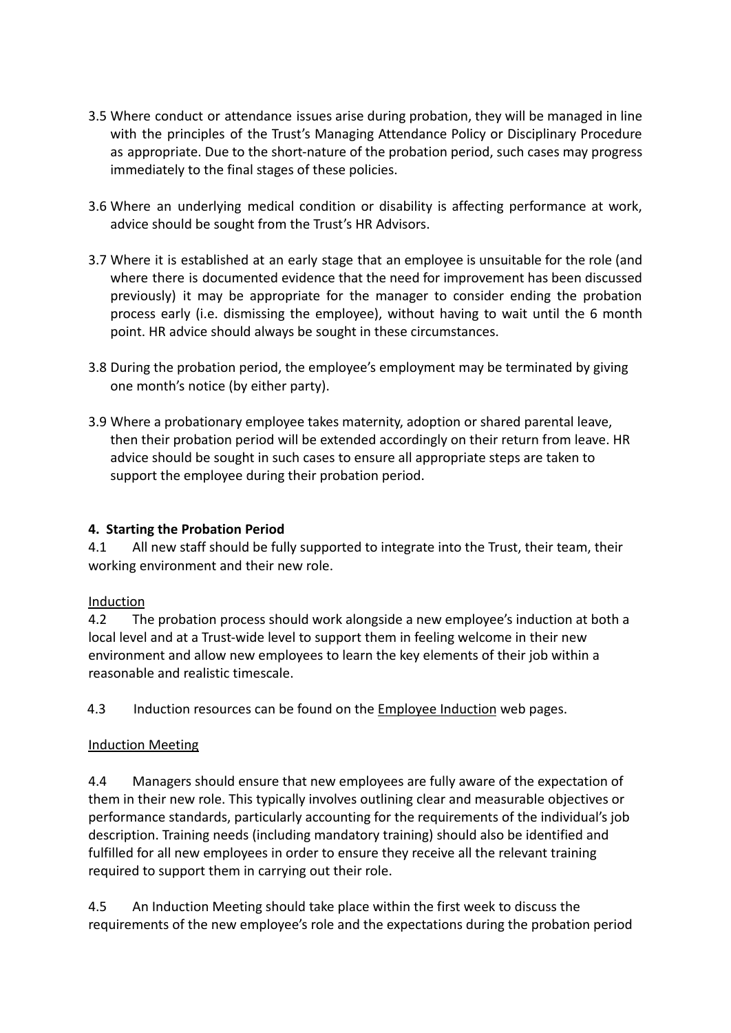3.5 Where conduct or attendance issues arise during probation, they will be managed in line with the principles of the Trust's Managing Attendance Policy or Disciplinary Procedure as appropriate. Due to the short-nature of the probation period, such cases may progress immediately to the final stages of these policies.

3.6 Where an underlying medical condition or disability is affecting performance at work, advice should be sought from the Trust's HR Advisors.

3.7 Where it is established at an early stage that an employee is unsuitable for the role (and where there is documented evidence that the need for improvement has been discussed previously) it may be appropriate for the manager to consider ending the probation process early (i.e. dismissing the employee), without having to wait until the 6 month point. HR advice should always be sought in these circumstances.

3.8 During the probation period, the employee's employment may be terminated by giving one month's notice (by either party).

3.9 Where a probationary employee takes maternity, adoption or shared parental leave, then their probation period will be extended accordingly on their return from leave. HR advice should be sought in such cases to ensure all appropriate steps are taken to support the employee during their probation period.

## 4. Starting the Probation Period

4.1 All new staff should be fully supported to integrate into the Trust, their team, their working environment and their new role.

Induction

4.2 The probation process should work alongside a new employee's induction at both a local level and at a Trust-wide level to support them in feeling welcome in their new environment and allow new employees to learn the key elements of their job within a reasonable and realistic timescale.

4.3 Induction resources can be found on the Employee Induction web pages.

Induction Meeting

4.4 Managers should ensure that new employees are fully aware of the expectation of them in their new role. This typically involves outlining clear and measurable objectives or performance standards, particularly accounting for the requirements of the individual's job description. Training needs (including mandatory training) should also be identified and fulfilled for all new employees in order to ensure they receive all the relevant training required to support them in carrying out their role.

4.5 An Induction Meeting should take place within the first week to discuss the requirements of the new employee's role and the expectations during the probation period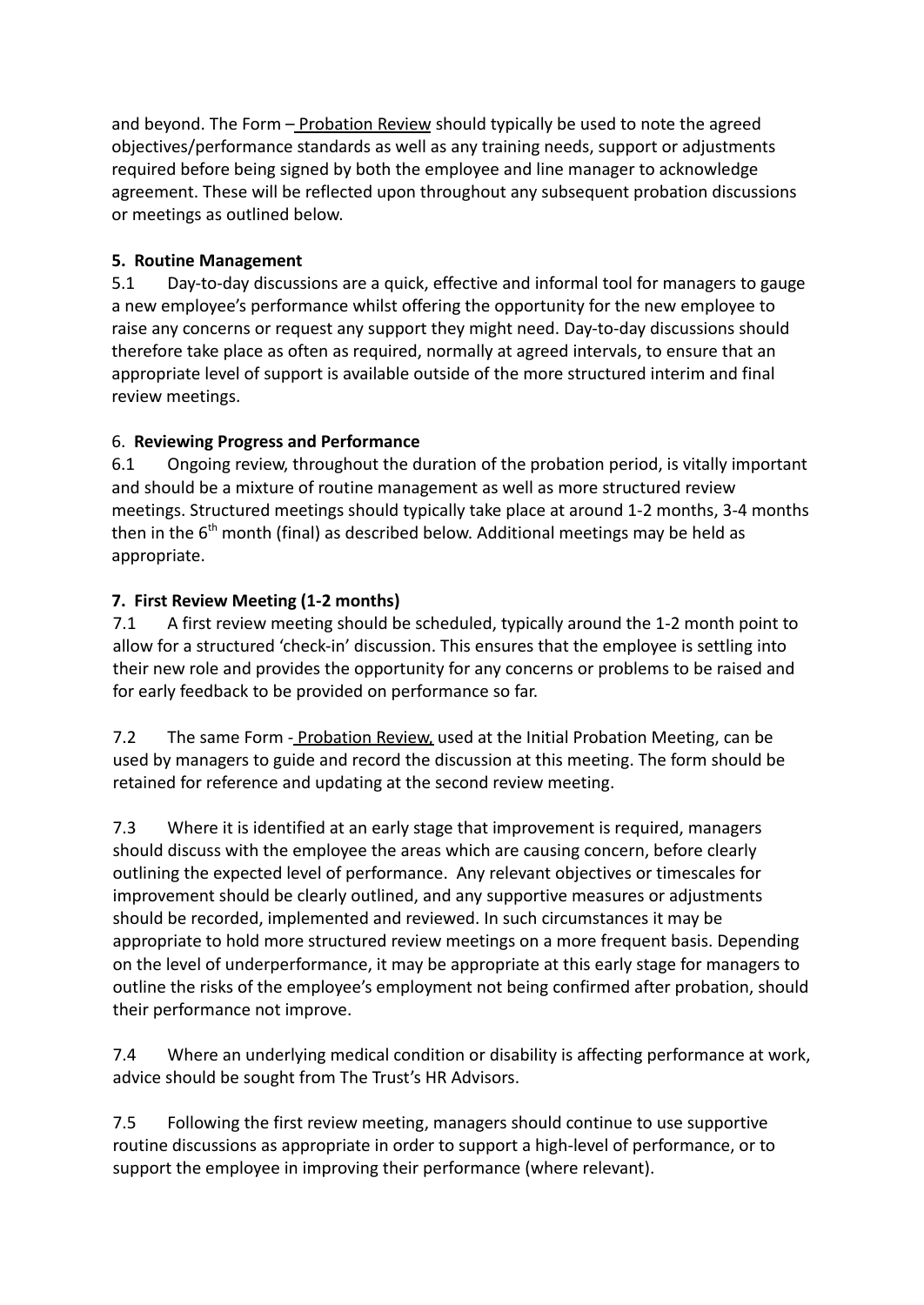and beyond. The Form – Probation Review should typically be used to note the agreed objectives/performance standards as well as any training needs, support or adjustments required before being signed by both the employee and line manager to acknowledge agreement. These will be reflected upon throughout any subsequent probation discussions or meetings as outlined below.

## 5. Routine Management

5.1 Day-to-day discussions are a quick, effective and informal tool for managers to gauge a new employee's performance whilst offering the opportunity for the new employee to raise any concerns or request any support they might need. Day-to-day discussions should therefore take place as often as required, normally at agreed intervals, to ensure that an appropriate level of support is available outside of the more structured interim and final review meetings.

## 6. Reviewing Progress and Performance

6.1 Ongoing review, throughout the duration of the probation period, is vitally important and should be a mixture of routine management as well as more structured review meetings. Structured meetings should typically take place at around 1-2 months, 3-4 months then in the 6th month (final) as described below. Additional meetings may be held as appropriate.

## 7. First Review Meeting (1-2 months)

7.1 A first review meeting should be scheduled, typically around the 1-2 month point to allow for a structured 'check-in' discussion. This ensures that the employee is settling into their new role and provides the opportunity for any concerns or problems to be raised and for early feedback to be provided on performance so far.

7.2 The same Form - Probation Review, used at the Initial Probation Meeting, can be used by managers to guide and record the discussion at this meeting. The form should be retained for reference and updating at the second review meeting.

7.3 Where it is identified at an early stage that improvement is required, managers should discuss with the employee the areas which are causing concern, before clearly outlining the expected level of performance. Any relevant objectives or timescales for improvement should be clearly outlined, and any supportive measures or adjustments should be recorded, implemented and reviewed. In such circumstances it may be appropriate to hold more structured review meetings on a more frequent basis. Depending on the level of underperformance, it may be appropriate at this early stage for managers to outline the risks of the employee's employment not being confirmed after probation, should their performance not improve.

7.4 Where an underlying medical condition or disability is affecting performance at work, advice should be sought from The Trust's HR Advisors.

7.5 Following the first review meeting, managers should continue to use supportive routine discussions as appropriate in order to support a high-level of performance, or to support the employee in improving their performance (where relevant).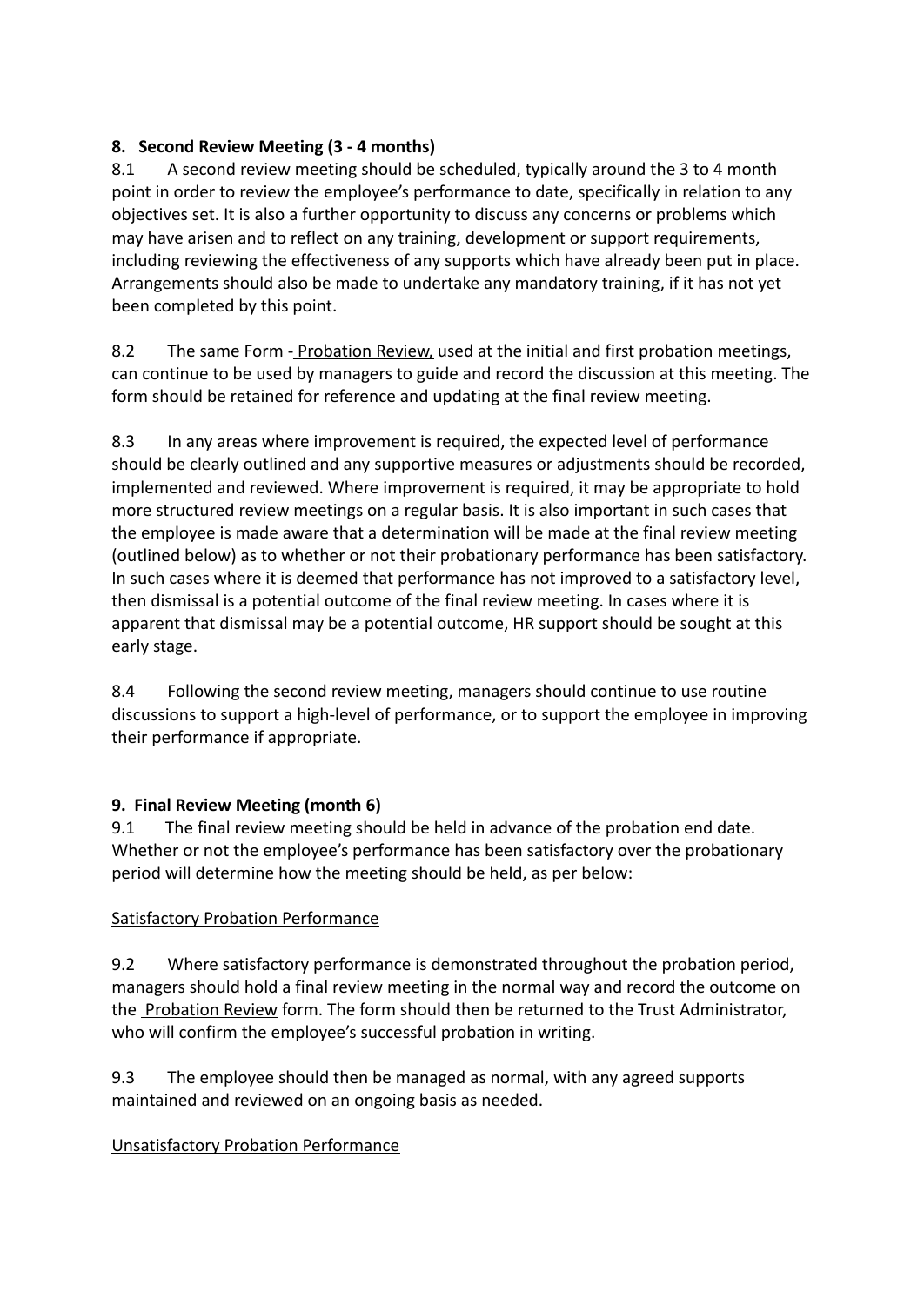## 8. Second Review Meeting (3 - 4 months)

8.1 A second review meeting should be scheduled, typically around the 3 to 4 month point in order to review the employee's performance to date, specifically in relation to any objectives set. It is also a further opportunity to discuss any concerns or problems which may have arisen and to reflect on any training, development or support requirements, including reviewing the effectiveness of any supports which have already been put in place. Arrangements should also be made to undertake any mandatory training, if it has not yet been completed by this point.

8.2 The same Form - Probation Review, used at the initial and first probation meetings, can continue to be used by managers to guide and record the discussion at this meeting. The form should be retained for reference and updating at the final review meeting.

8.3 In any areas where improvement is required, the expected level of performance should be clearly outlined and any supportive measures or adjustments should be recorded, implemented and reviewed. Where improvement is required, it may be appropriate to hold more structured review meetings on a regular basis. It is also important in such cases that the employee is made aware that a determination will be made at the final review meeting (outlined below) as to whether or not their probationary performance has been satisfactory. In such cases where it is deemed that performance has not improved to a satisfactory level, then dismissal is a potential outcome of the final review meeting. In cases where it is apparent that dismissal may be a potential outcome, HR support should be sought at this early stage.

8.4 Following the second review meeting, managers should continue to use routine discussions to support a high-level of performance, or to support the employee in improving their performance if appropriate.

## 9. Final Review Meeting (month 6)

9.1 The final review meeting should be held in advance of the probation end date. Whether or not the employee's performance has been satisfactory over the probationary period will determine how the meeting should be held, as per below:

Satisfactory Probation Performance

9.2 Where satisfactory performance is demonstrated throughout the probation period, managers should hold a final review meeting in the normal way and record the outcome on the Probation Review form. The form should then be returned to the Trust Administrator, who will confirm the employee's successful probation in writing.

9.3 The employee should then be managed as normal, with any agreed supports maintained and reviewed on an ongoing basis as needed.

Unsatisfactory Probation Performance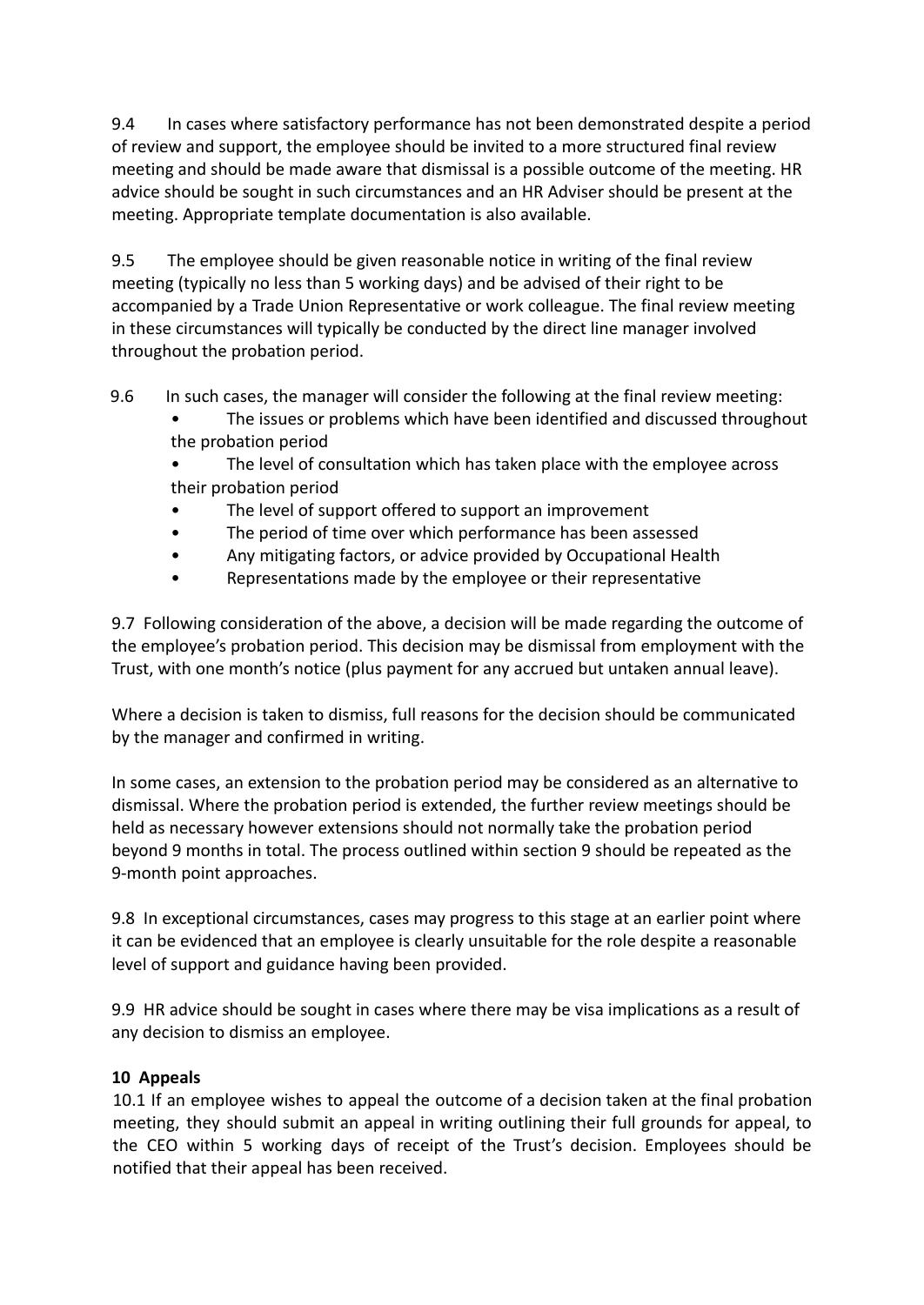9.4 In cases where satisfactory performance has not been demonstrated despite a period of review and support, the employee should be invited to a more structured final review meeting and should be made aware that dismissal is a possible outcome of the meeting. HR advice should be sought in such circumstances and an HR Adviser should be present at the meeting. Appropriate template documentation is also available.

9.5 The employee should be given reasonable notice in writing of the final review meeting (typically no less than 5 working days) and be advised of their right to be accompanied by a Trade Union Representative or work colleague. The final review meeting in these circumstances will typically be conducted by the direct line manager involved throughout the probation period.

9.6 In such cases, the manager will consider the following at the final review meeting:

- The issues or problems which have been identified and discussed throughout the probation period
- The level of consultation which has taken place with the employee across their probation period
- The level of support offered to support an improvement
- The period of time over which performance has been assessed
- Any mitigating factors, or advice provided by Occupational Health
- Representations made by the employee or their representative

9.7 Following consideration of the above, a decision will be made regarding the outcome of the employee's probation period. This decision may be dismissal from employment with the Trust, with one month's notice (plus payment for any accrued but untaken annual leave).

Where a decision is taken to dismiss, full reasons for the decision should be communicated by the manager and confirmed in writing.

In some cases, an extension to the probation period may be considered as an alternative to dismissal. Where the probation period is extended, the further review meetings should be held as necessary however extensions should not normally take the probation period beyond 9 months in total. The process outlined within section 9 should be repeated as the 9-month point approaches.

9.8 In exceptional circumstances, cases may progress to this stage at an earlier point where it can be evidenced that an employee is clearly unsuitable for the role despite a reasonable level of support and guidance having been provided.

9.9 HR advice should be sought in cases where there may be visa implications as a result of any decision to dismiss an employee.

## 10 Appeals

10.1 If an employee wishes to appeal the outcome of a decision taken at the final probation meeting, they should submit an appeal in writing outlining their full grounds for appeal, to the CEO within 5 working days of receipt of the Trust's decision. Employees should be notified that their appeal has been received.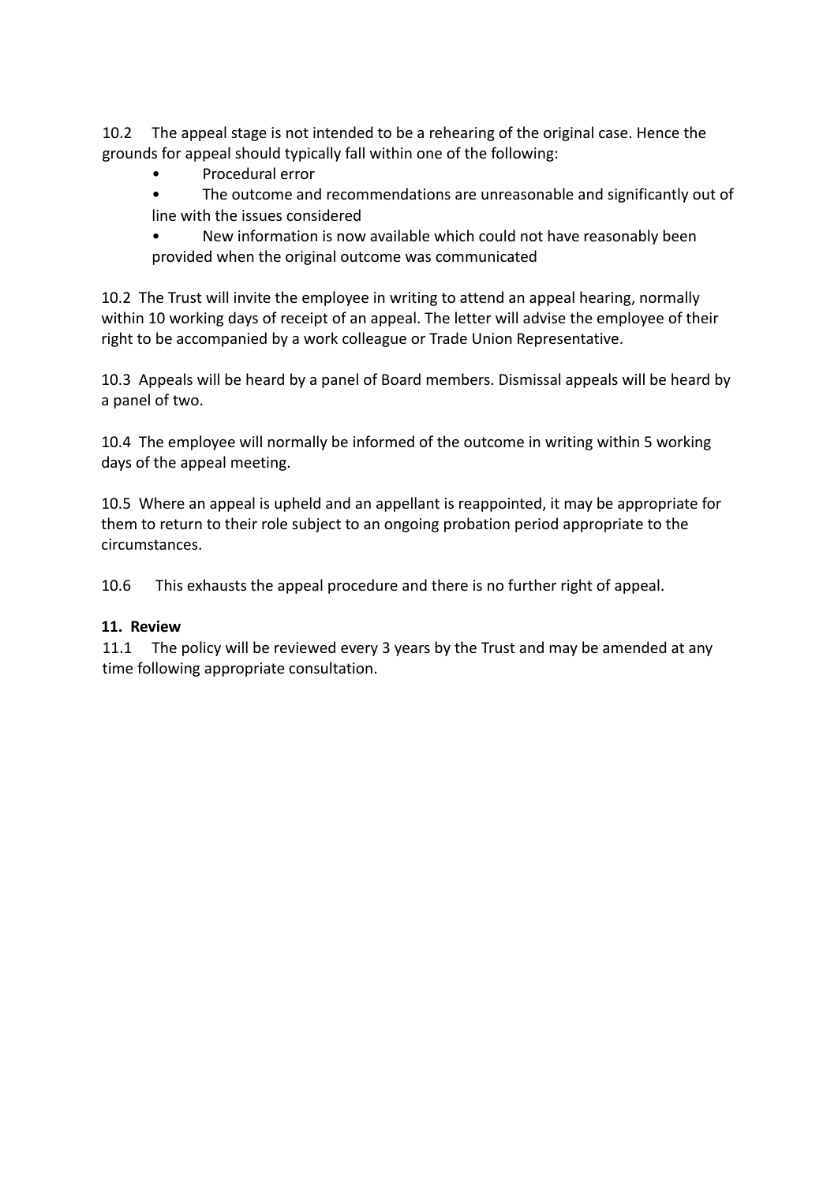10.2 The appeal stage is not intended to be a rehearing of the original case. Hence the grounds for appeal should typically fall within one of the following:

- Procedural error
- The outcome and recommendations are unreasonable and significantly out of line with the issues considered
- New information is now available which could not have reasonably been provided when the original outcome was communicated

10.2 The Trust will invite the employee in writing to attend an appeal hearing, normally within 10 working days of receipt of an appeal. The letter will advise the employee of their right to be accompanied by a work colleague or Trade Union Representative.

10.3 Appeals will be heard by a panel of Board members. Dismissal appeals will be heard by a panel of two.

10.4 The employee will normally be informed of the outcome in writing within 5 working days of the appeal meeting.

10.5 Where an appeal is upheld and an appellant is reappointed, it may be appropriate for them to return to their role subject to an ongoing probation period appropriate to the circumstances.

10.6 This exhausts the appeal procedure and there is no further right of appeal.

**11. Review**

11.1 The policy will be reviewed every 3 years by the Trust and may be amended at any time following appropriate consultation.